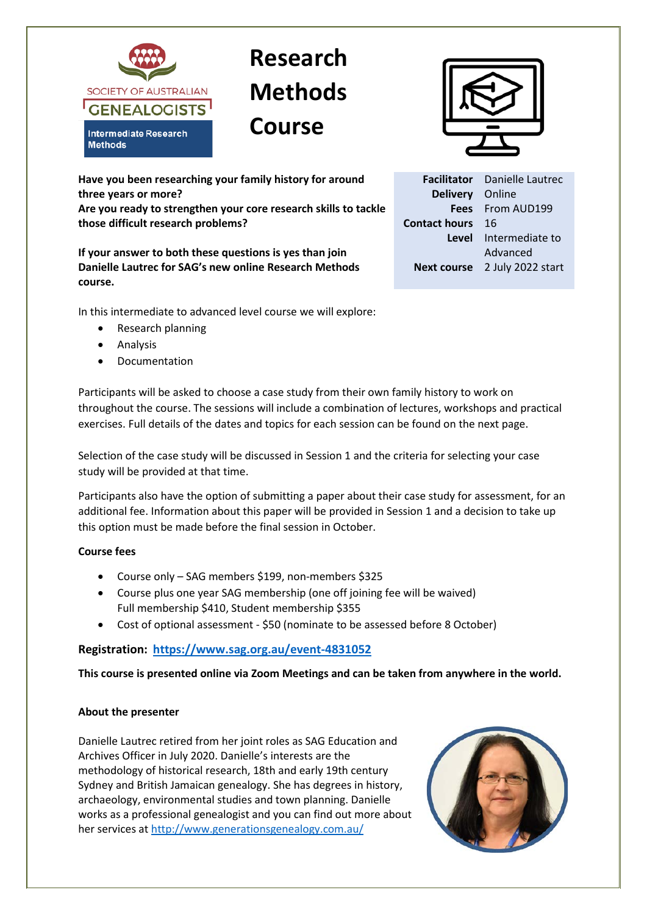SOCIETY OF AUSTRALIAN GENEALOGISTS

Intermediate Research Methods

# Research Methods Course

**Have you been researching your family history for around three years or more?**
**Are you ready to strengthen your core research skills to tackle those difficult research problems?**

**If your answer to both these questions is yes than join Danielle Lautrec for SAG's new online Research Methods course.**

| | |
|---|---|
| **Facilitator** | Danielle Lautrec |
| **Delivery** | Online |
| **Fees** | From AUD199 |
| **Contact hours** | 16 |
| **Level** | Intermediate to Advanced |
| **Next course** | 2 July 2022 start |

In this intermediate to advanced level course we will explore:

- Research planning
- Analysis
- Documentation

Participants will be asked to choose a case study from their own family history to work on throughout the course. The sessions will include a combination of lectures, workshops and practical exercises. Full details of the dates and topics for each session can be found on the next page.

Selection of the case study will be discussed in Session 1 and the criteria for selecting your case study will be provided at that time.

Participants also have the option of submitting a paper about their case study for assessment, for an additional fee. Information about this paper will be provided in Session 1 and a decision to take up this option must be made before the final session in October.

**Course fees**

- Course only – SAG members $199, non-members $325
- Course plus one year SAG membership (one off joining fee will be waived)
  Full membership $410, Student membership $355
- Cost of optional assessment - $50 (nominate to be assessed before 8 October)

**Registration: [https://www.sag.org.au/event-4831052](https://www.sag.org.au/event-4831052)**

**This course is presented online via Zoom Meetings and can be taken from anywhere in the world.**

**About the presenter**

Danielle Lautrec retired from her joint roles as SAG Education and Archives Officer in July 2020. Danielle's interests are the methodology of historical research, 18th and early 19th century Sydney and British Jamaican genealogy. She has degrees in history, archaeology, environmental studies and town planning. Danielle works as a professional genealogist and you can find out more about her services at [http://www.generationsgenealogy.com.au/](http://www.generationsgenealogy.com.au/)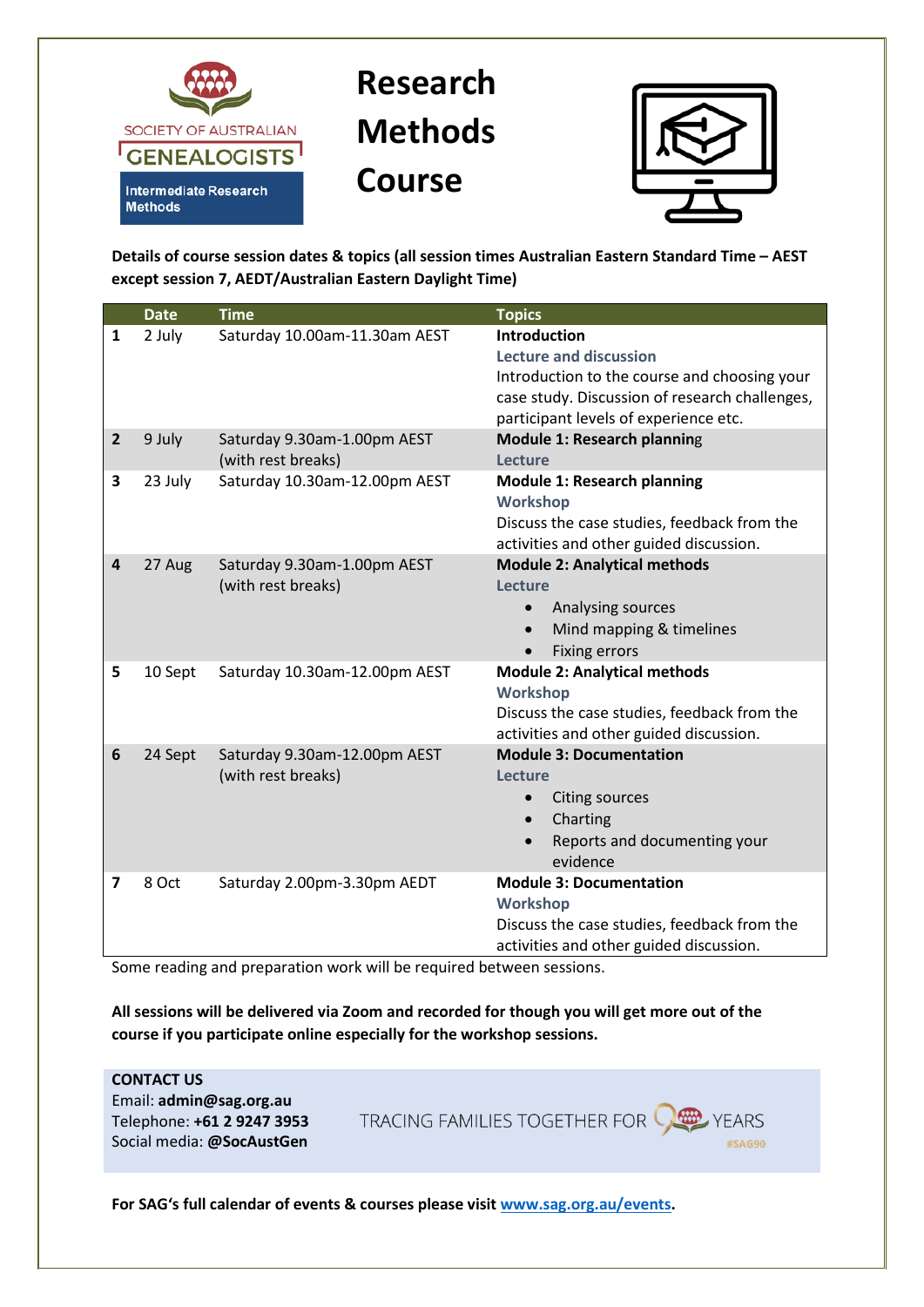SOCIETY OF AUSTRALIAN GENEALOGISTS

Intermediate Research Methods

# Research Methods Course

**Details of course session dates & topics (all session times Australian Eastern Standard Time – AEST except session 7, AEDT/Australian Eastern Daylight Time)**

| | Date | Time | Topics |
|---|---|---|---|
| 1 | 2 July | Saturday 10.00am-11.30am AEST | **Introduction**<br>Lecture and discussion<br>Introduction to the course and choosing your case study. Discussion of research challenges, participant levels of experience etc. |
| 2 | 9 July | Saturday 9.30am-1.00pm AEST (with rest breaks) | **Module 1: Research planning**<br>Lecture |
| 3 | 23 July | Saturday 10.30am-12.00pm AEST | **Module 1: Research planning**<br>Workshop<br>Discuss the case studies, feedback from the activities and other guided discussion. |
| 4 | 27 Aug | Saturday 9.30am-1.00pm AEST (with rest breaks) | **Module 2: Analytical methods**<br>Lecture<br>• Analysing sources<br>• Mind mapping & timelines<br>• Fixing errors |
| 5 | 10 Sept | Saturday 10.30am-12.00pm AEST | **Module 2: Analytical methods**<br>Workshop<br>Discuss the case studies, feedback from the activities and other guided discussion. |
| 6 | 24 Sept | Saturday 9.30am-12.00pm AEST (with rest breaks) | **Module 3: Documentation**<br>Lecture<br>• Citing sources<br>• Charting<br>• Reports and documenting your evidence |
| 7 | 8 Oct | Saturday 2.00pm-3.30pm AEDT | **Module 3: Documentation**<br>Workshop<br>Discuss the case studies, feedback from the activities and other guided discussion. |

Some reading and preparation work will be required between sessions.

**All sessions will be delivered via Zoom and recorded for though you will get more out of the course if you participate online especially for the workshop sessions.**

**CONTACT US**
Email: **admin@sag.org.au**
Telephone: **+61 2 9247 3953**
Social media: **@SocAustGen**

TRACING FAMILIES TOGETHER FOR 90 YEARS #SAG90

**For SAG's full calendar of events & courses please visit [www.sag.org.au/events](www.sag.org.au/events).**